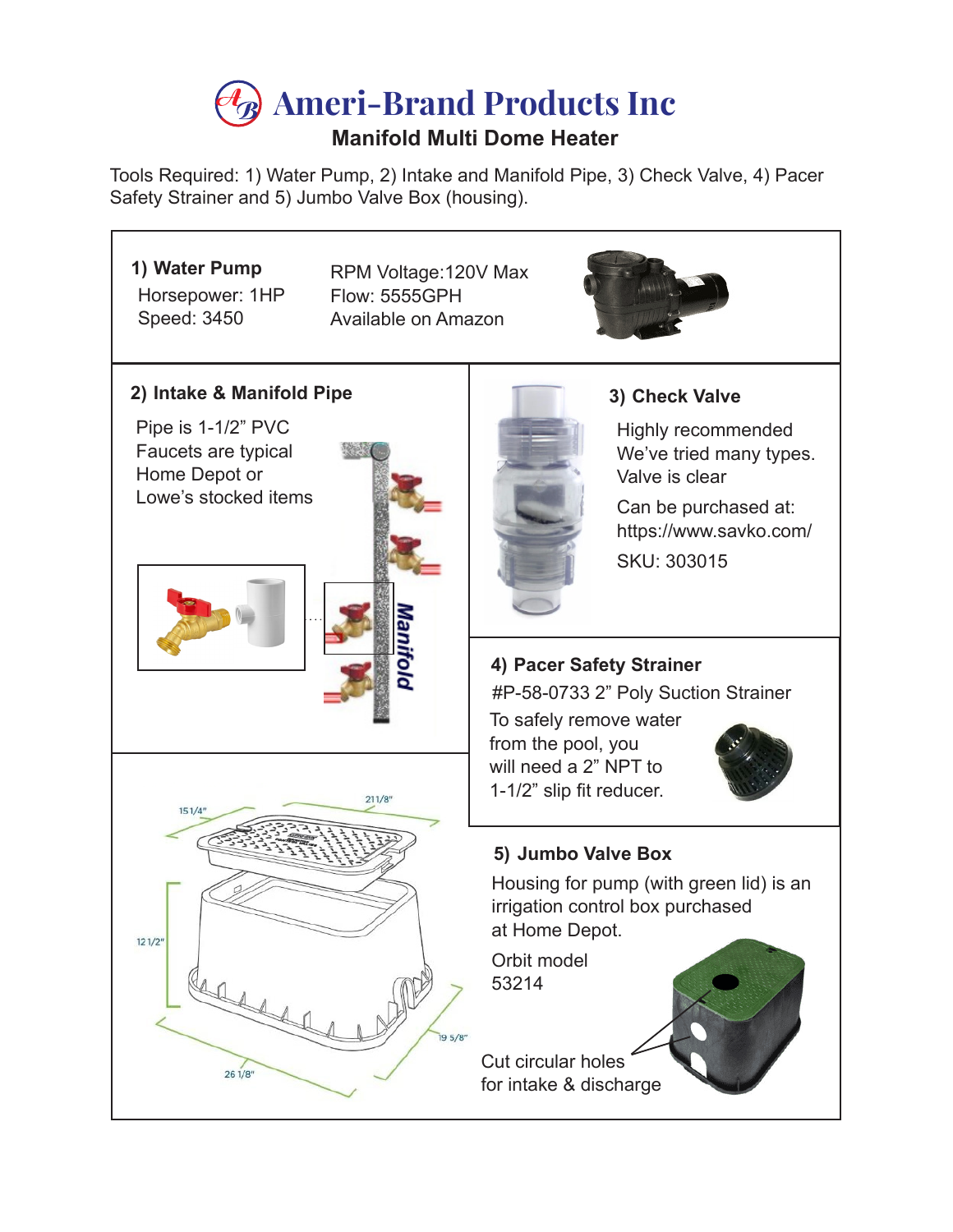# Ameri-Brand Products Inc

## Manifold Multi Dome Heater

Tools Required: 1) Water Pump, 2) Intake and Manifold Pipe, 3) Check Valve, 4) Pacer Safety Strainer and 5) Jumbo Valve Box (housing).

### 1) Water Pump

Horsepower: 1HP
Speed: 3450

RPM Voltage:120V Max
Flow: 5555GPH
Available on Amazon

### 2) Intake & Manifold Pipe

Pipe is 1-1/2" PVC
Faucets are typical
Home Depot or
Lowe's stocked items

Manifold

### 3) Check Valve

Highly recommended
We've tried many types.
Valve is clear

Can be purchased at:
https://www.savko.com/

SKU: 303015

### 4) Pacer Safety Strainer

#P-58-0733 2" Poly Suction Strainer

To safely remove water from the pool, you will need a 2" NPT to 1-1/2" slip fit reducer.

15 1/4"
21 1/8"
12 1/2"
19 5/8"
26 1/8"

### 5) Jumbo Valve Box

Housing for pump (with green lid) is an irrigation control box purchased at Home Depot.

Orbit model
53214

Cut circular holes
for intake & discharge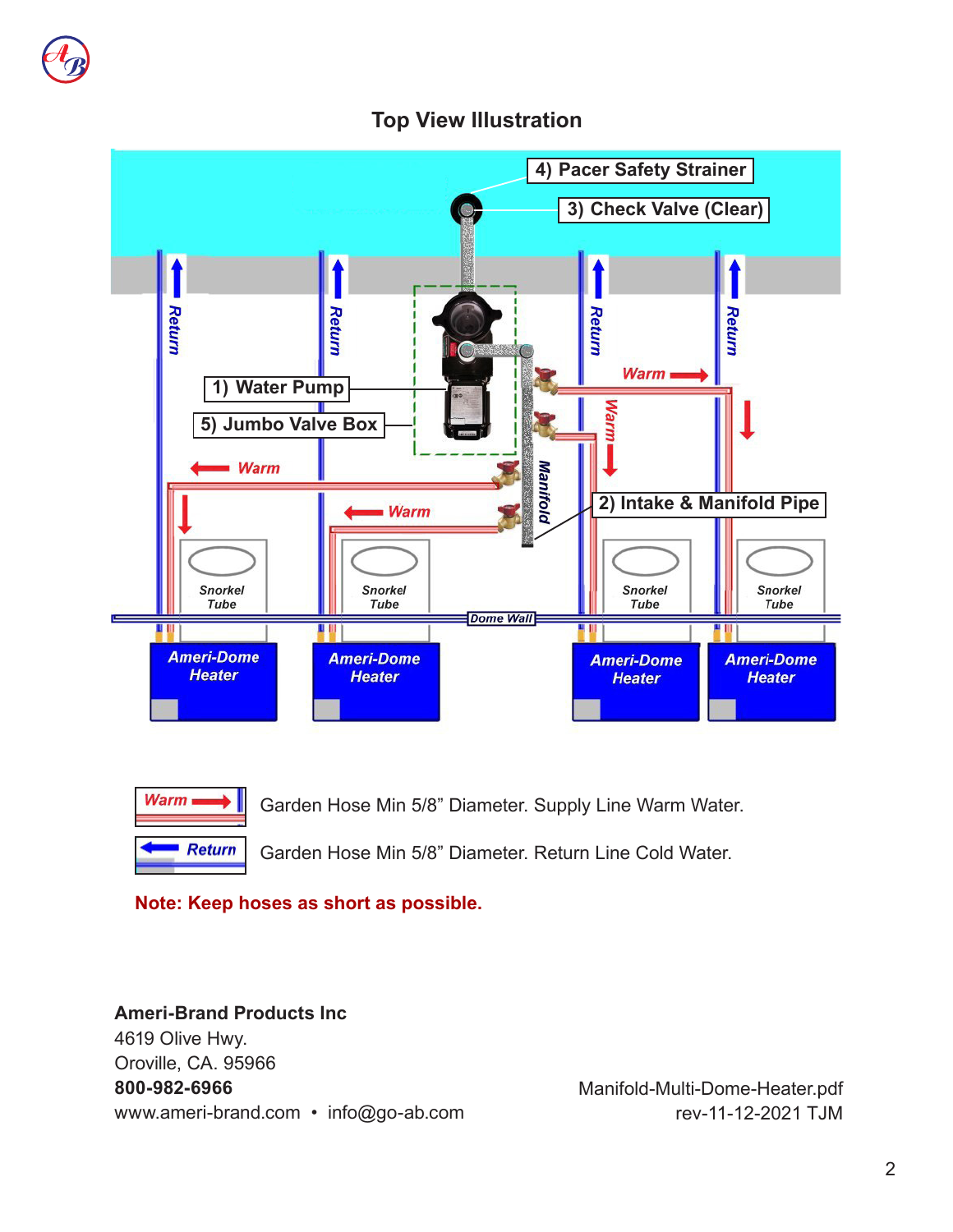## Top View Illustration

4) Pacer Safety Strainer
3) Check Valve (Clear)
1) Water Pump
5) Jumbo Valve Box
2) Intake & Manifold Pipe
Return
Warm
Manifold
Snorkel Tube
Dome Wall
Ameri-Dome Heater

Warm — Garden Hose Min 5/8” Diameter. Supply Line Warm Water.

Return — Garden Hose Min 5/8” Diameter. Return Line Cold Water.

**Note: Keep hoses as short as possible.**

**Ameri-Brand Products Inc**
4619 Olive Hwy.
Oroville, CA. 95966
**800-982-6966**
www.ameri-brand.com • info@go-ab.com

Manifold-Multi-Dome-Heater.pdf
rev-11-12-2021 TJM